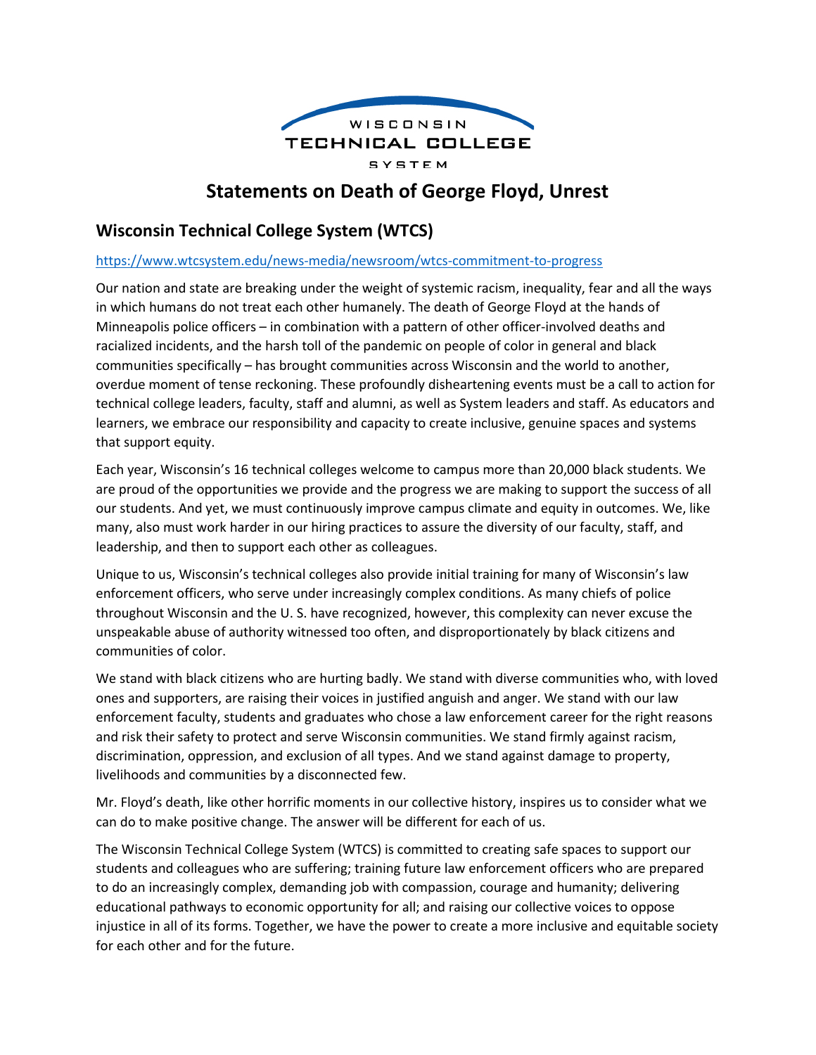WISCONSIN TECHNICAL COLLEGE SYSTEM

# Statements on Death of George Floyd, Unrest

## Wisconsin Technical College System (WTCS)

https://www.wtcsystem.edu/news-media/newsroom/wtcs-commitment-to-progress

Our nation and state are breaking under the weight of systemic racism, inequality, fear and all the ways in which humans do not treat each other humanely. The death of George Floyd at the hands of Minneapolis police officers – in combination with a pattern of other officer-involved deaths and racialized incidents, and the harsh toll of the pandemic on people of color in general and black communities specifically – has brought communities across Wisconsin and the world to another, overdue moment of tense reckoning. These profoundly disheartening events must be a call to action for technical college leaders, faculty, staff and alumni, as well as System leaders and staff. As educators and learners, we embrace our responsibility and capacity to create inclusive, genuine spaces and systems that support equity.

Each year, Wisconsin's 16 technical colleges welcome to campus more than 20,000 black students. We are proud of the opportunities we provide and the progress we are making to support the success of all our students. And yet, we must continuously improve campus climate and equity in outcomes. We, like many, also must work harder in our hiring practices to assure the diversity of our faculty, staff, and leadership, and then to support each other as colleagues.

Unique to us, Wisconsin's technical colleges also provide initial training for many of Wisconsin's law enforcement officers, who serve under increasingly complex conditions. As many chiefs of police throughout Wisconsin and the U. S. have recognized, however, this complexity can never excuse the unspeakable abuse of authority witnessed too often, and disproportionately by black citizens and communities of color.

We stand with black citizens who are hurting badly. We stand with diverse communities who, with loved ones and supporters, are raising their voices in justified anguish and anger. We stand with our law enforcement faculty, students and graduates who chose a law enforcement career for the right reasons and risk their safety to protect and serve Wisconsin communities. We stand firmly against racism, discrimination, oppression, and exclusion of all types. And we stand against damage to property, livelihoods and communities by a disconnected few.

Mr. Floyd's death, like other horrific moments in our collective history, inspires us to consider what we can do to make positive change. The answer will be different for each of us.

The Wisconsin Technical College System (WTCS) is committed to creating safe spaces to support our students and colleagues who are suffering; training future law enforcement officers who are prepared to do an increasingly complex, demanding job with compassion, courage and humanity; delivering educational pathways to economic opportunity for all; and raising our collective voices to oppose injustice in all of its forms. Together, we have the power to create a more inclusive and equitable society for each other and for the future.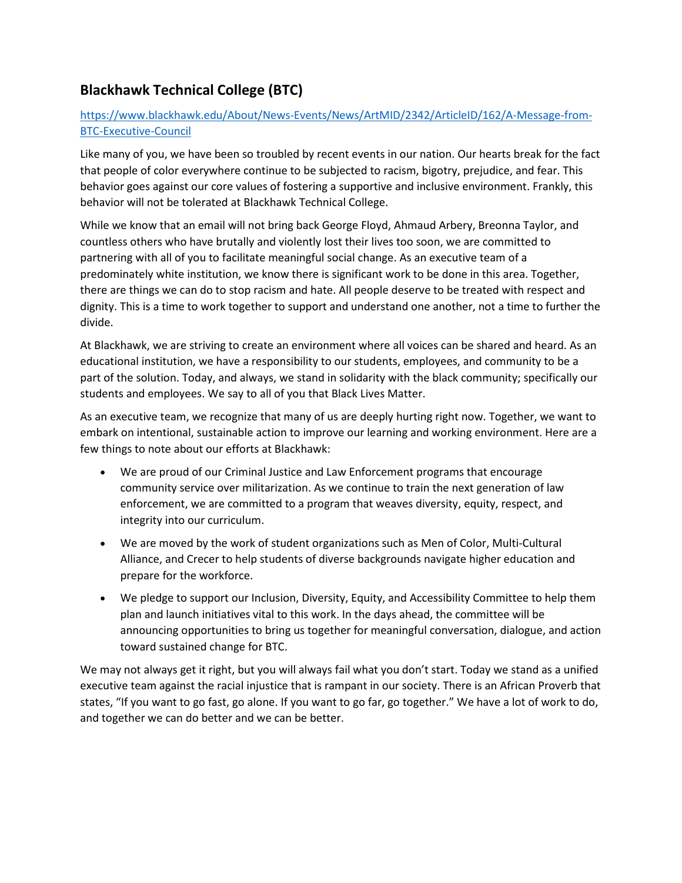## Blackhawk Technical College (BTC)

https://www.blackhawk.edu/About/News-Events/News/ArtMID/2342/ArticleID/162/A-Message-from-BTC-Executive-Council

Like many of you, we have been so troubled by recent events in our nation. Our hearts break for the fact that people of color everywhere continue to be subjected to racism, bigotry, prejudice, and fear. This behavior goes against our core values of fostering a supportive and inclusive environment. Frankly, this behavior will not be tolerated at Blackhawk Technical College.

While we know that an email will not bring back George Floyd, Ahmaud Arbery, Breonna Taylor, and countless others who have brutally and violently lost their lives too soon, we are committed to partnering with all of you to facilitate meaningful social change. As an executive team of a predominately white institution, we know there is significant work to be done in this area. Together, there are things we can do to stop racism and hate. All people deserve to be treated with respect and dignity. This is a time to work together to support and understand one another, not a time to further the divide.

At Blackhawk, we are striving to create an environment where all voices can be shared and heard. As an educational institution, we have a responsibility to our students, employees, and community to be a part of the solution. Today, and always, we stand in solidarity with the black community; specifically our students and employees. We say to all of you that Black Lives Matter.

As an executive team, we recognize that many of us are deeply hurting right now. Together, we want to embark on intentional, sustainable action to improve our learning and working environment. Here are a few things to note about our efforts at Blackhawk:

- We are proud of our Criminal Justice and Law Enforcement programs that encourage community service over militarization. As we continue to train the next generation of law enforcement, we are committed to a program that weaves diversity, equity, respect, and integrity into our curriculum.
- We are moved by the work of student organizations such as Men of Color, Multi-Cultural Alliance, and Crecer to help students of diverse backgrounds navigate higher education and prepare for the workforce.
- We pledge to support our Inclusion, Diversity, Equity, and Accessibility Committee to help them plan and launch initiatives vital to this work. In the days ahead, the committee will be announcing opportunities to bring us together for meaningful conversation, dialogue, and action toward sustained change for BTC.

We may not always get it right, but you will always fail what you don't start. Today we stand as a unified executive team against the racial injustice that is rampant in our society. There is an African Proverb that states, "If you want to go fast, go alone. If you want to go far, go together." We have a lot of work to do, and together we can do better and we can be better.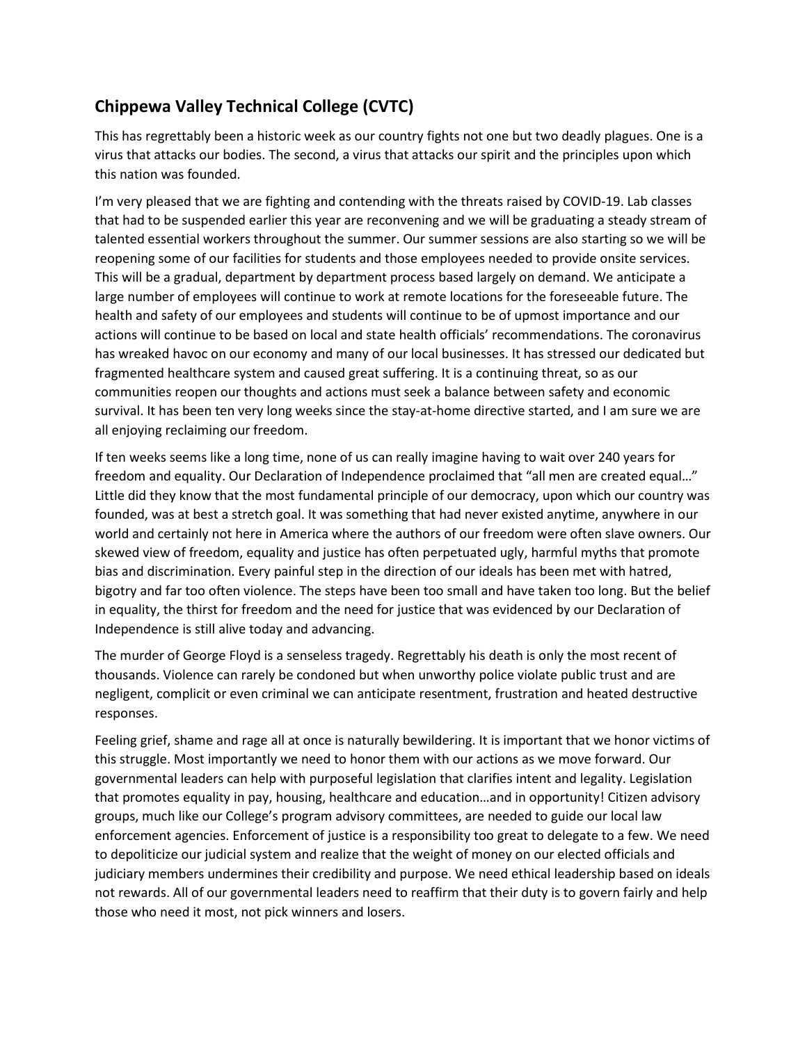## Chippewa Valley Technical College (CVTC)

This has regrettably been a historic week as our country fights not one but two deadly plagues. One is a virus that attacks our bodies. The second, a virus that attacks our spirit and the principles upon which this nation was founded.

I'm very pleased that we are fighting and contending with the threats raised by COVID-19. Lab classes that had to be suspended earlier this year are reconvening and we will be graduating a steady stream of talented essential workers throughout the summer. Our summer sessions are also starting so we will be reopening some of our facilities for students and those employees needed to provide onsite services. This will be a gradual, department by department process based largely on demand. We anticipate a large number of employees will continue to work at remote locations for the foreseeable future. The health and safety of our employees and students will continue to be of upmost importance and our actions will continue to be based on local and state health officials' recommendations. The coronavirus has wreaked havoc on our economy and many of our local businesses. It has stressed our dedicated but fragmented healthcare system and caused great suffering. It is a continuing threat, so as our communities reopen our thoughts and actions must seek a balance between safety and economic survival. It has been ten very long weeks since the stay-at-home directive started, and I am sure we are all enjoying reclaiming our freedom.

If ten weeks seems like a long time, none of us can really imagine having to wait over 240 years for freedom and equality. Our Declaration of Independence proclaimed that "all men are created equal…" Little did they know that the most fundamental principle of our democracy, upon which our country was founded, was at best a stretch goal. It was something that had never existed anytime, anywhere in our world and certainly not here in America where the authors of our freedom were often slave owners. Our skewed view of freedom, equality and justice has often perpetuated ugly, harmful myths that promote bias and discrimination. Every painful step in the direction of our ideals has been met with hatred, bigotry and far too often violence. The steps have been too small and have taken too long. But the belief in equality, the thirst for freedom and the need for justice that was evidenced by our Declaration of Independence is still alive today and advancing.

The murder of George Floyd is a senseless tragedy. Regrettably his death is only the most recent of thousands. Violence can rarely be condoned but when unworthy police violate public trust and are negligent, complicit or even criminal we can anticipate resentment, frustration and heated destructive responses.

Feeling grief, shame and rage all at once is naturally bewildering. It is important that we honor victims of this struggle. Most importantly we need to honor them with our actions as we move forward. Our governmental leaders can help with purposeful legislation that clarifies intent and legality. Legislation that promotes equality in pay, housing, healthcare and education…and in opportunity! Citizen advisory groups, much like our College's program advisory committees, are needed to guide our local law enforcement agencies. Enforcement of justice is a responsibility too great to delegate to a few. We need to depoliticize our judicial system and realize that the weight of money on our elected officials and judiciary members undermines their credibility and purpose. We need ethical leadership based on ideals not rewards. All of our governmental leaders need to reaffirm that their duty is to govern fairly and help those who need it most, not pick winners and losers.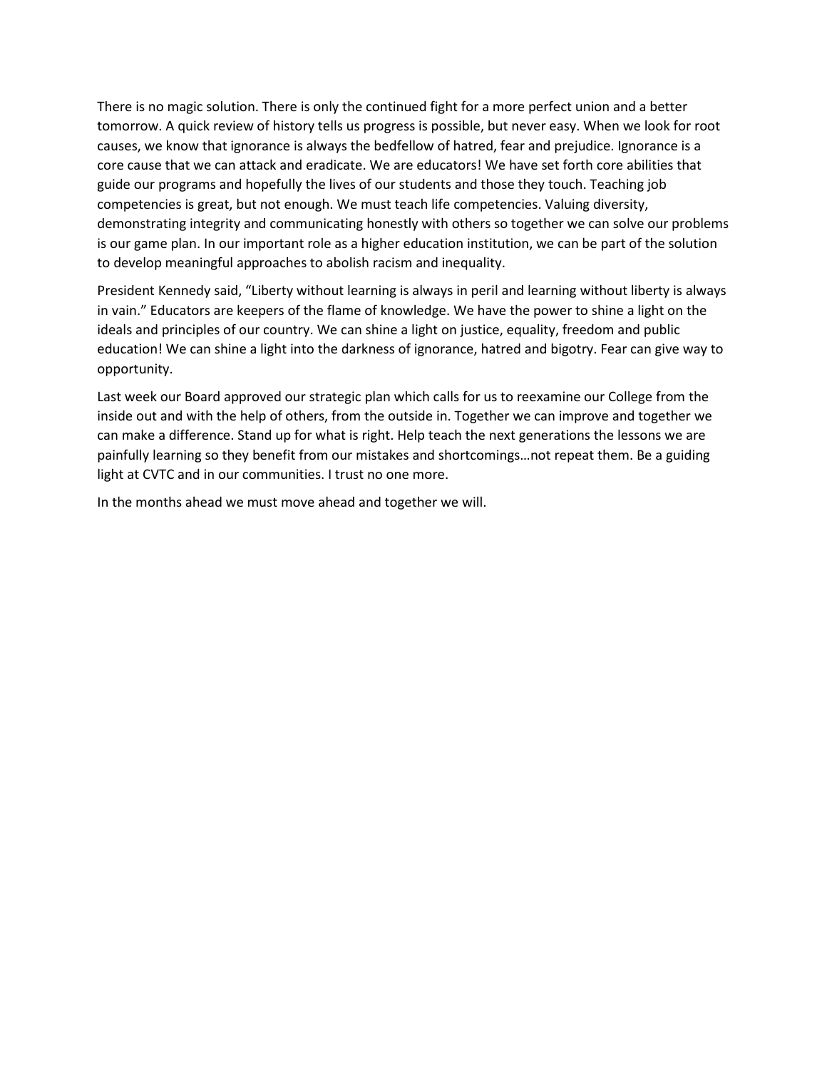There is no magic solution. There is only the continued fight for a more perfect union and a better tomorrow. A quick review of history tells us progress is possible, but never easy. When we look for root causes, we know that ignorance is always the bedfellow of hatred, fear and prejudice. Ignorance is a core cause that we can attack and eradicate. We are educators! We have set forth core abilities that guide our programs and hopefully the lives of our students and those they touch. Teaching job competencies is great, but not enough. We must teach life competencies. Valuing diversity, demonstrating integrity and communicating honestly with others so together we can solve our problems is our game plan. In our important role as a higher education institution, we can be part of the solution to develop meaningful approaches to abolish racism and inequality.

President Kennedy said, "Liberty without learning is always in peril and learning without liberty is always in vain." Educators are keepers of the flame of knowledge. We have the power to shine a light on the ideals and principles of our country. We can shine a light on justice, equality, freedom and public education! We can shine a light into the darkness of ignorance, hatred and bigotry. Fear can give way to opportunity.

Last week our Board approved our strategic plan which calls for us to reexamine our College from the inside out and with the help of others, from the outside in. Together we can improve and together we can make a difference. Stand up for what is right. Help teach the next generations the lessons we are painfully learning so they benefit from our mistakes and shortcomings…not repeat them. Be a guiding light at CVTC and in our communities. I trust no one more.

In the months ahead we must move ahead and together we will.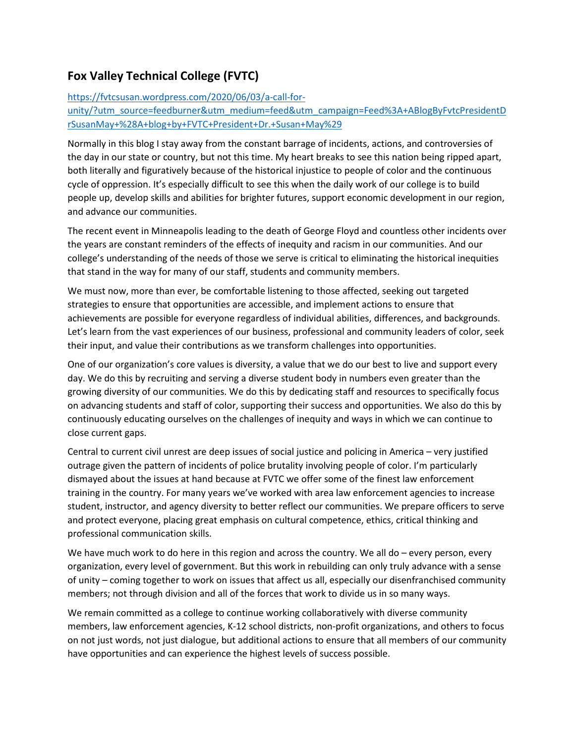## Fox Valley Technical College (FVTC)

[https://fvtcsusan.wordpress.com/2020/06/03/a-call-for-unity/?utm_source=feedburner&utm_medium=feed&utm_campaign=Feed%3A+ABlogByFvtcPresidentDrSusanMay+%28A+blog+by+FVTC+President+Dr.+Susan+May%29](https://fvtcsusan.wordpress.com/2020/06/03/a-call-for-unity/?utm_source=feedburner&utm_medium=feed&utm_campaign=Feed%3A+ABlogByFvtcPresidentDrSusanMay+%28A+blog+by+FVTC+President+Dr.+Susan+May%29)

Normally in this blog I stay away from the constant barrage of incidents, actions, and controversies of the day in our state or country, but not this time. My heart breaks to see this nation being ripped apart, both literally and figuratively because of the historical injustice to people of color and the continuous cycle of oppression. It's especially difficult to see this when the daily work of our college is to build people up, develop skills and abilities for brighter futures, support economic development in our region, and advance our communities.

The recent event in Minneapolis leading to the death of George Floyd and countless other incidents over the years are constant reminders of the effects of inequity and racism in our communities. And our college's understanding of the needs of those we serve is critical to eliminating the historical inequities that stand in the way for many of our staff, students and community members.

We must now, more than ever, be comfortable listening to those affected, seeking out targeted strategies to ensure that opportunities are accessible, and implement actions to ensure that achievements are possible for everyone regardless of individual abilities, differences, and backgrounds. Let's learn from the vast experiences of our business, professional and community leaders of color, seek their input, and value their contributions as we transform challenges into opportunities.

One of our organization's core values is diversity, a value that we do our best to live and support every day. We do this by recruiting and serving a diverse student body in numbers even greater than the growing diversity of our communities. We do this by dedicating staff and resources to specifically focus on advancing students and staff of color, supporting their success and opportunities. We also do this by continuously educating ourselves on the challenges of inequity and ways in which we can continue to close current gaps.

Central to current civil unrest are deep issues of social justice and policing in America – very justified outrage given the pattern of incidents of police brutality involving people of color. I'm particularly dismayed about the issues at hand because at FVTC we offer some of the finest law enforcement training in the country. For many years we've worked with area law enforcement agencies to increase student, instructor, and agency diversity to better reflect our communities. We prepare officers to serve and protect everyone, placing great emphasis on cultural competence, ethics, critical thinking and professional communication skills.

We have much work to do here in this region and across the country. We all do – every person, every organization, every level of government. But this work in rebuilding can only truly advance with a sense of unity – coming together to work on issues that affect us all, especially our disenfranchised community members; not through division and all of the forces that work to divide us in so many ways.

We remain committed as a college to continue working collaboratively with diverse community members, law enforcement agencies, K-12 school districts, non-profit organizations, and others to focus on not just words, not just dialogue, but additional actions to ensure that all members of our community have opportunities and can experience the highest levels of success possible.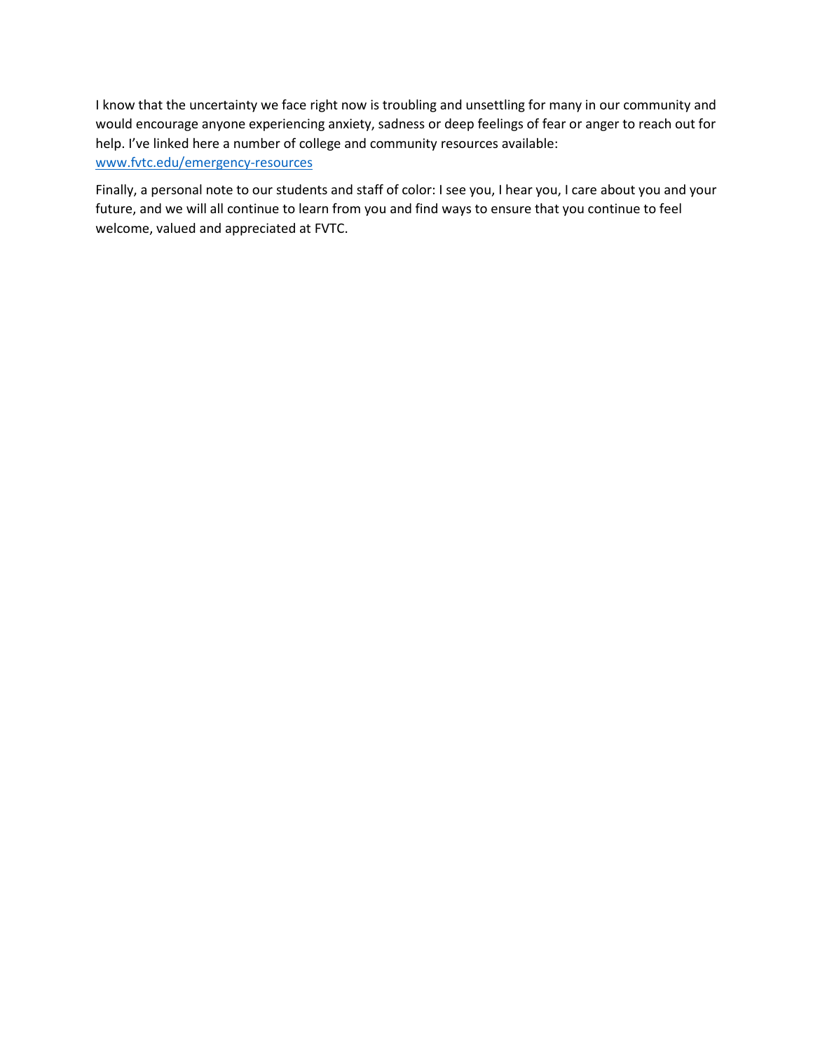I know that the uncertainty we face right now is troubling and unsettling for many in our community and would encourage anyone experiencing anxiety, sadness or deep feelings of fear or anger to reach out for help. I've linked here a number of college and community resources available: [www.fvtc.edu/emergency-resources](www.fvtc.edu/emergency-resources)

Finally, a personal note to our students and staff of color: I see you, I hear you, I care about you and your future, and we will all continue to learn from you and find ways to ensure that you continue to feel welcome, valued and appreciated at FVTC.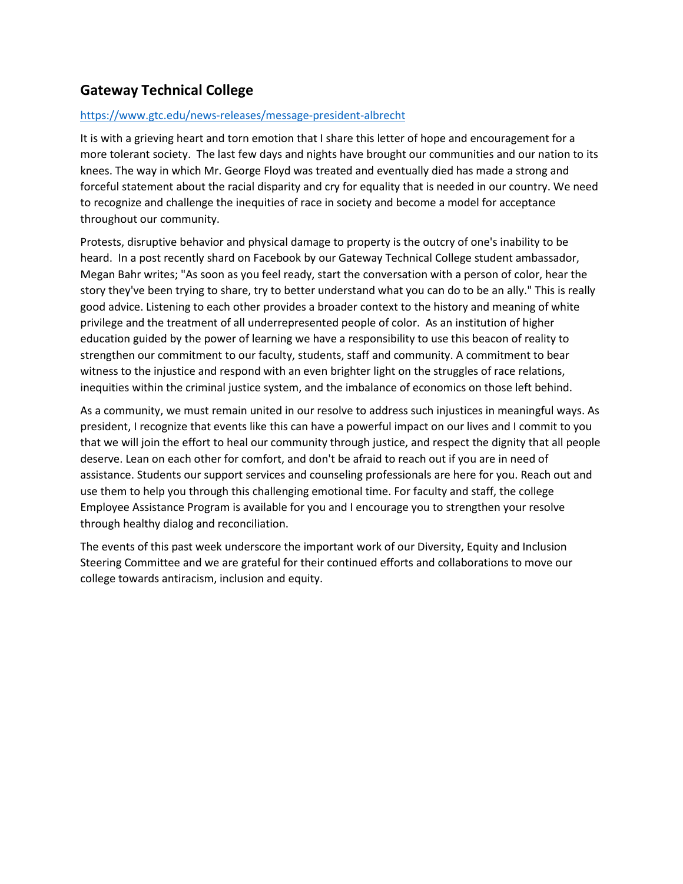## Gateway Technical College

https://www.gtc.edu/news-releases/message-president-albrecht

It is with a grieving heart and torn emotion that I share this letter of hope and encouragement for a more tolerant society. The last few days and nights have brought our communities and our nation to its knees. The way in which Mr. George Floyd was treated and eventually died has made a strong and forceful statement about the racial disparity and cry for equality that is needed in our country. We need to recognize and challenge the inequities of race in society and become a model for acceptance throughout our community.

Protests, disruptive behavior and physical damage to property is the outcry of one's inability to be heard. In a post recently shard on Facebook by our Gateway Technical College student ambassador, Megan Bahr writes; "As soon as you feel ready, start the conversation with a person of color, hear the story they've been trying to share, try to better understand what you can do to be an ally." This is really good advice. Listening to each other provides a broader context to the history and meaning of white privilege and the treatment of all underrepresented people of color. As an institution of higher education guided by the power of learning we have a responsibility to use this beacon of reality to strengthen our commitment to our faculty, students, staff and community. A commitment to bear witness to the injustice and respond with an even brighter light on the struggles of race relations, inequities within the criminal justice system, and the imbalance of economics on those left behind.

As a community, we must remain united in our resolve to address such injustices in meaningful ways. As president, I recognize that events like this can have a powerful impact on our lives and I commit to you that we will join the effort to heal our community through justice, and respect the dignity that all people deserve. Lean on each other for comfort, and don't be afraid to reach out if you are in need of assistance. Students our support services and counseling professionals are here for you. Reach out and use them to help you through this challenging emotional time. For faculty and staff, the college Employee Assistance Program is available for you and I encourage you to strengthen your resolve through healthy dialog and reconciliation.

The events of this past week underscore the important work of our Diversity, Equity and Inclusion Steering Committee and we are grateful for their continued efforts and collaborations to move our college towards antiracism, inclusion and equity.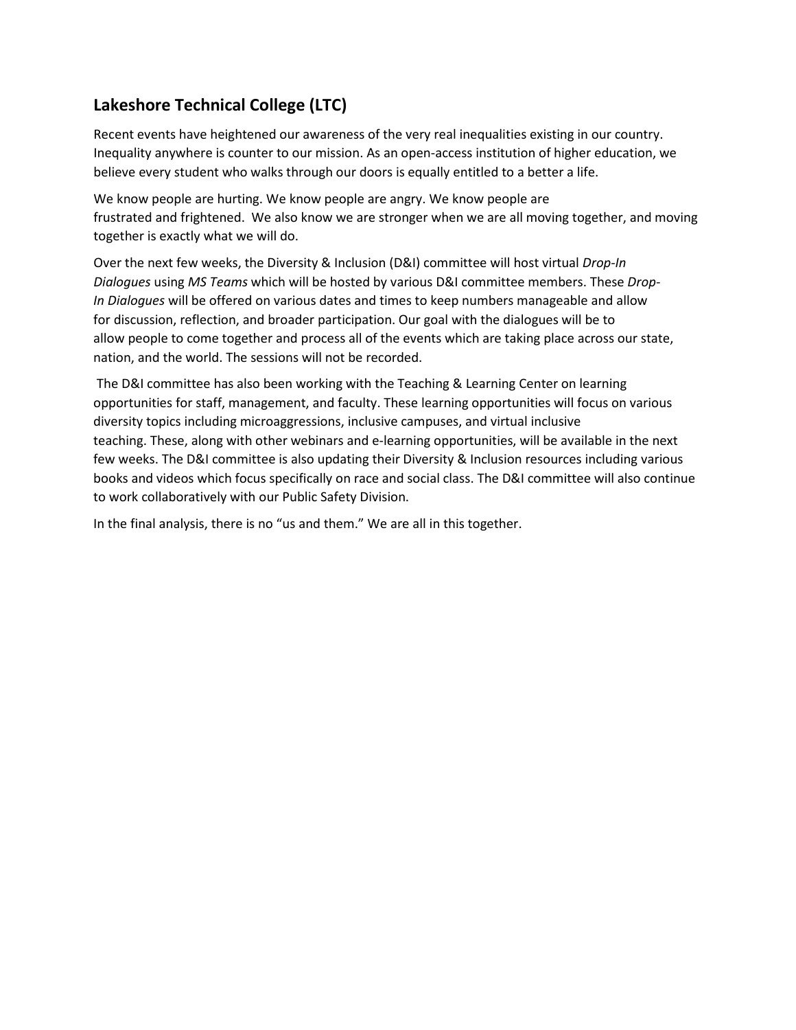## Lakeshore Technical College (LTC)

Recent events have heightened our awareness of the very real inequalities existing in our country. Inequality anywhere is counter to our mission. As an open-access institution of higher education, we believe every student who walks through our doors is equally entitled to a better a life.

We know people are hurting. We know people are angry. We know people are frustrated and frightened. We also know we are stronger when we are all moving together, and moving together is exactly what we will do.

Over the next few weeks, the Diversity & Inclusion (D&I) committee will host virtual *Drop-In Dialogues* using *MS Teams* which will be hosted by various D&I committee members. These *Drop-In Dialogues* will be offered on various dates and times to keep numbers manageable and allow for discussion, reflection, and broader participation. Our goal with the dialogues will be to allow people to come together and process all of the events which are taking place across our state, nation, and the world. The sessions will not be recorded.

The D&I committee has also been working with the Teaching & Learning Center on learning opportunities for staff, management, and faculty. These learning opportunities will focus on various diversity topics including microaggressions, inclusive campuses, and virtual inclusive teaching. These, along with other webinars and e-learning opportunities, will be available in the next few weeks. The D&I committee is also updating their Diversity & Inclusion resources including various books and videos which focus specifically on race and social class. The D&I committee will also continue to work collaboratively with our Public Safety Division.

In the final analysis, there is no "us and them." We are all in this together.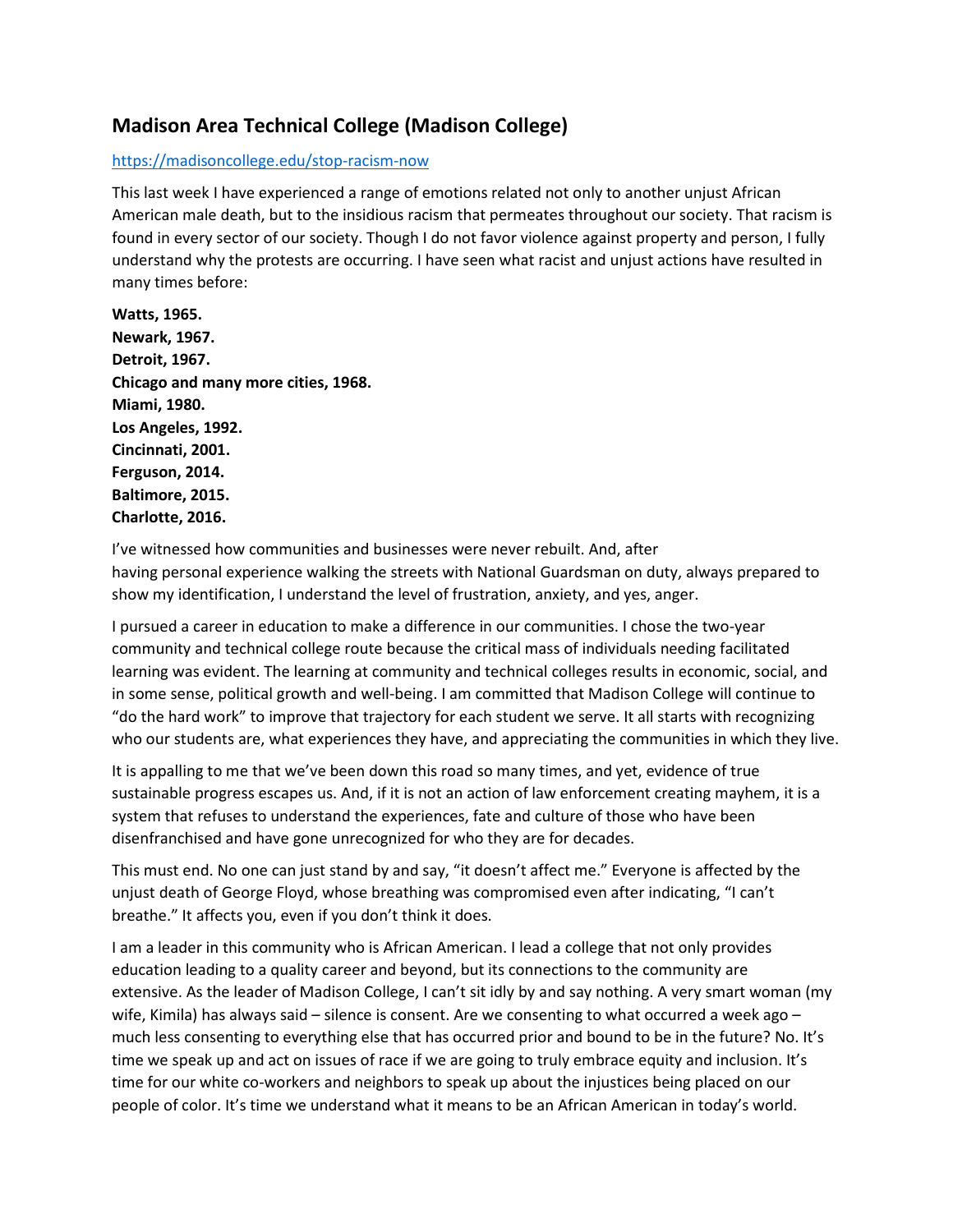## Madison Area Technical College (Madison College)

https://madisoncollege.edu/stop-racism-now

This last week I have experienced a range of emotions related not only to another unjust African American male death, but to the insidious racism that permeates throughout our society. That racism is found in every sector of our society. Though I do not favor violence against property and person, I fully understand why the protests are occurring. I have seen what racist and unjust actions have resulted in many times before:

**Watts, 1965.**
**Newark, 1967.**
**Detroit, 1967.**
**Chicago and many more cities, 1968.**
**Miami, 1980.**
**Los Angeles, 1992.**
**Cincinnati, 2001.**
**Ferguson, 2014.**
**Baltimore, 2015.**
**Charlotte, 2016.**

I've witnessed how communities and businesses were never rebuilt. And, after having personal experience walking the streets with National Guardsman on duty, always prepared to show my identification, I understand the level of frustration, anxiety, and yes, anger.

I pursued a career in education to make a difference in our communities. I chose the two-year community and technical college route because the critical mass of individuals needing facilitated learning was evident. The learning at community and technical colleges results in economic, social, and in some sense, political growth and well-being. I am committed that Madison College will continue to "do the hard work" to improve that trajectory for each student we serve. It all starts with recognizing who our students are, what experiences they have, and appreciating the communities in which they live.

It is appalling to me that we've been down this road so many times, and yet, evidence of true sustainable progress escapes us. And, if it is not an action of law enforcement creating mayhem, it is a system that refuses to understand the experiences, fate and culture of those who have been disenfranchised and have gone unrecognized for who they are for decades.

This must end. No one can just stand by and say, "it doesn't affect me." Everyone is affected by the unjust death of George Floyd, whose breathing was compromised even after indicating, "I can't breathe." It affects you, even if you don't think it does.

I am a leader in this community who is African American. I lead a college that not only provides education leading to a quality career and beyond, but its connections to the community are extensive. As the leader of Madison College, I can't sit idly by and say nothing. A very smart woman (my wife, Kimila) has always said – silence is consent. Are we consenting to what occurred a week ago – much less consenting to everything else that has occurred prior and bound to be in the future? No. It's time we speak up and act on issues of race if we are going to truly embrace equity and inclusion. It's time for our white co-workers and neighbors to speak up about the injustices being placed on our people of color. It's time we understand what it means to be an African American in today's world.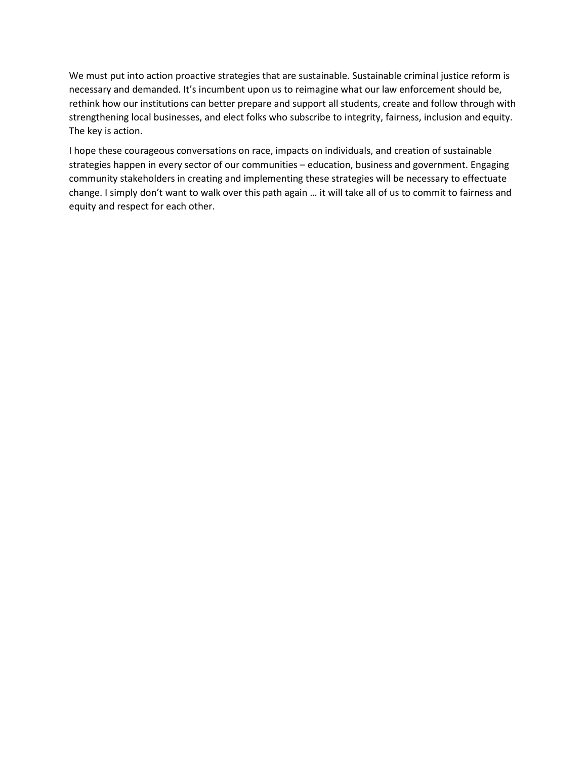We must put into action proactive strategies that are sustainable. Sustainable criminal justice reform is necessary and demanded. It's incumbent upon us to reimagine what our law enforcement should be, rethink how our institutions can better prepare and support all students, create and follow through with strengthening local businesses, and elect folks who subscribe to integrity, fairness, inclusion and equity. The key is action.

I hope these courageous conversations on race, impacts on individuals, and creation of sustainable strategies happen in every sector of our communities – education, business and government. Engaging community stakeholders in creating and implementing these strategies will be necessary to effectuate change. I simply don't want to walk over this path again … it will take all of us to commit to fairness and equity and respect for each other.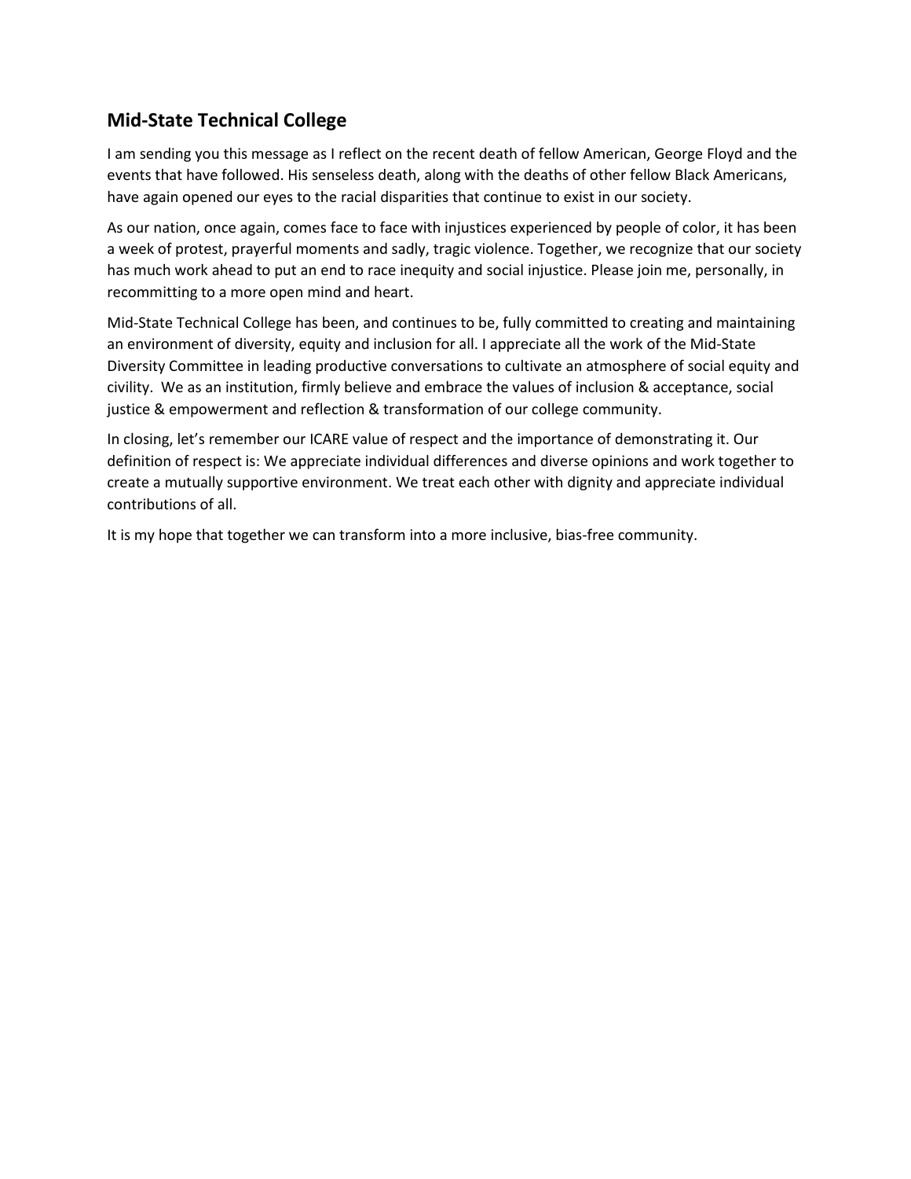## Mid-State Technical College

I am sending you this message as I reflect on the recent death of fellow American, George Floyd and the events that have followed. His senseless death, along with the deaths of other fellow Black Americans, have again opened our eyes to the racial disparities that continue to exist in our society.

As our nation, once again, comes face to face with injustices experienced by people of color, it has been a week of protest, prayerful moments and sadly, tragic violence. Together, we recognize that our society has much work ahead to put an end to race inequity and social injustice. Please join me, personally, in recommitting to a more open mind and heart.

Mid-State Technical College has been, and continues to be, fully committed to creating and maintaining an environment of diversity, equity and inclusion for all. I appreciate all the work of the Mid-State Diversity Committee in leading productive conversations to cultivate an atmosphere of social equity and civility. We as an institution, firmly believe and embrace the values of inclusion & acceptance, social justice & empowerment and reflection & transformation of our college community.

In closing, let's remember our ICARE value of respect and the importance of demonstrating it. Our definition of respect is: We appreciate individual differences and diverse opinions and work together to create a mutually supportive environment. We treat each other with dignity and appreciate individual contributions of all.

It is my hope that together we can transform into a more inclusive, bias-free community.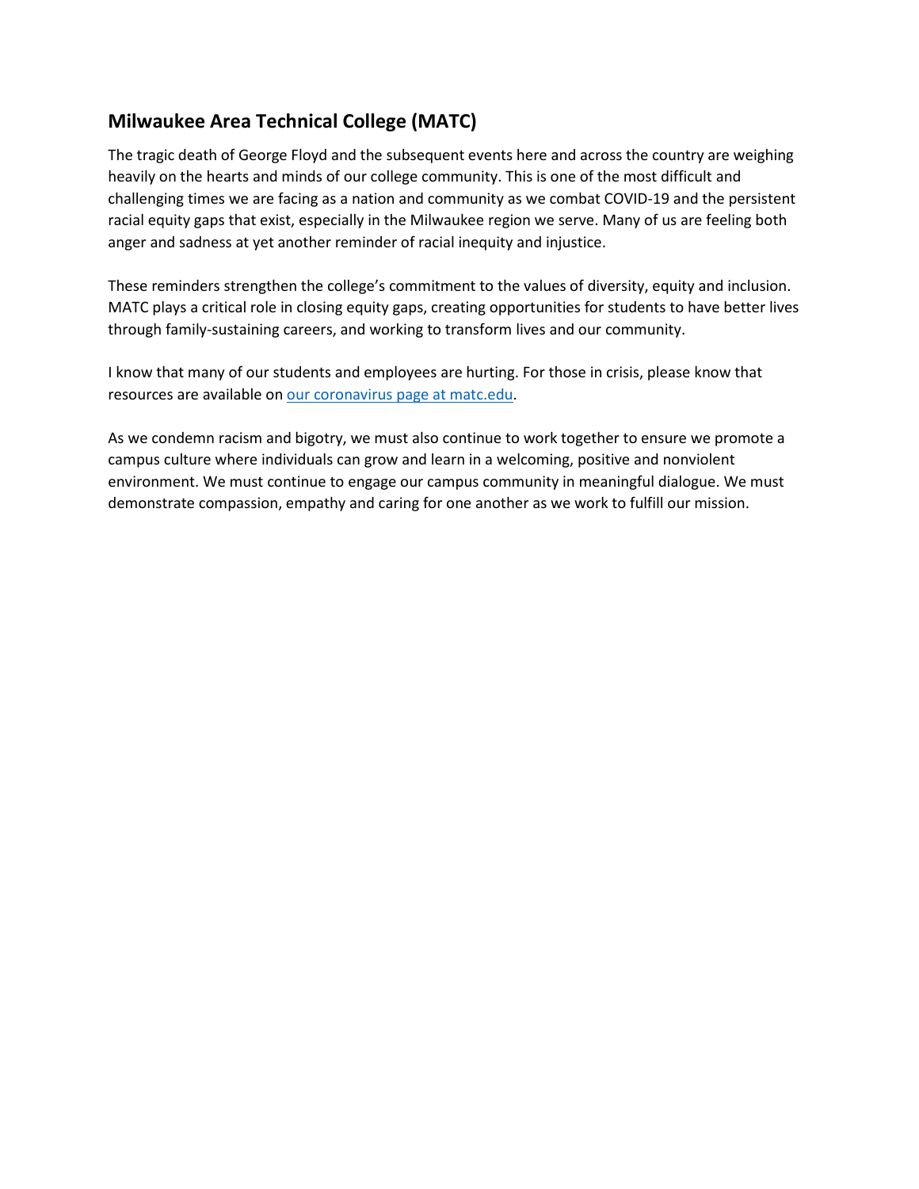## Milwaukee Area Technical College (MATC)

The tragic death of George Floyd and the subsequent events here and across the country are weighing heavily on the hearts and minds of our college community. This is one of the most difficult and challenging times we are facing as a nation and community as we combat COVID-19 and the persistent racial equity gaps that exist, especially in the Milwaukee region we serve. Many of us are feeling both anger and sadness at yet another reminder of racial inequity and injustice.

These reminders strengthen the college's commitment to the values of diversity, equity and inclusion. MATC plays a critical role in closing equity gaps, creating opportunities for students to have better lives through family-sustaining careers, and working to transform lives and our community.

I know that many of our students and employees are hurting. For those in crisis, please know that resources are available on our coronavirus page at matc.edu.

As we condemn racism and bigotry, we must also continue to work together to ensure we promote a campus culture where individuals can grow and learn in a welcoming, positive and nonviolent environment. We must continue to engage our campus community in meaningful dialogue. We must demonstrate compassion, empathy and caring for one another as we work to fulfill our mission.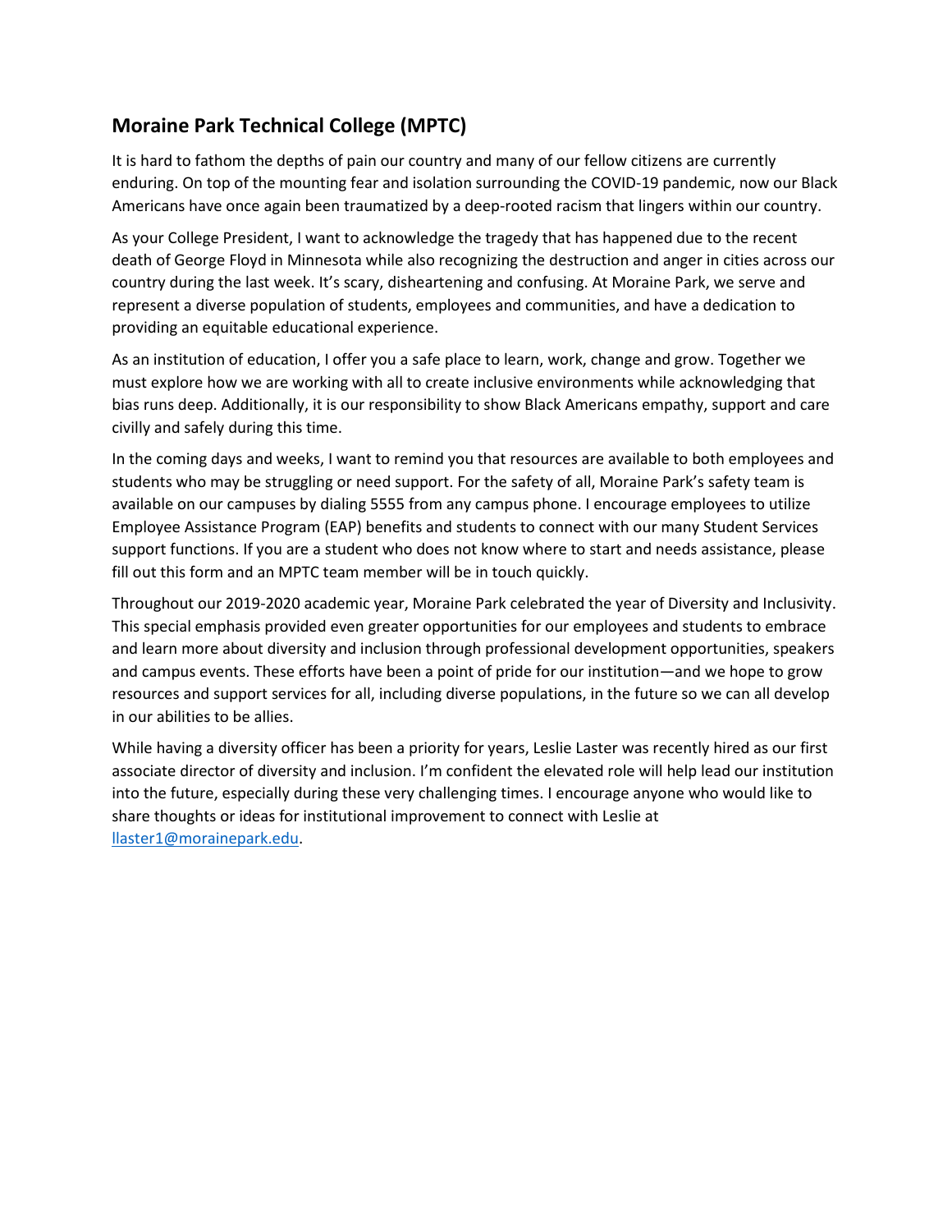## Moraine Park Technical College (MPTC)

It is hard to fathom the depths of pain our country and many of our fellow citizens are currently enduring. On top of the mounting fear and isolation surrounding the COVID-19 pandemic, now our Black Americans have once again been traumatized by a deep-rooted racism that lingers within our country.

As your College President, I want to acknowledge the tragedy that has happened due to the recent death of George Floyd in Minnesota while also recognizing the destruction and anger in cities across our country during the last week. It's scary, disheartening and confusing. At Moraine Park, we serve and represent a diverse population of students, employees and communities, and have a dedication to providing an equitable educational experience.

As an institution of education, I offer you a safe place to learn, work, change and grow. Together we must explore how we are working with all to create inclusive environments while acknowledging that bias runs deep. Additionally, it is our responsibility to show Black Americans empathy, support and care civilly and safely during this time.

In the coming days and weeks, I want to remind you that resources are available to both employees and students who may be struggling or need support. For the safety of all, Moraine Park's safety team is available on our campuses by dialing 5555 from any campus phone. I encourage employees to utilize Employee Assistance Program (EAP) benefits and students to connect with our many Student Services support functions. If you are a student who does not know where to start and needs assistance, please fill out this form and an MPTC team member will be in touch quickly.

Throughout our 2019-2020 academic year, Moraine Park celebrated the year of Diversity and Inclusivity. This special emphasis provided even greater opportunities for our employees and students to embrace and learn more about diversity and inclusion through professional development opportunities, speakers and campus events. These efforts have been a point of pride for our institution—and we hope to grow resources and support services for all, including diverse populations, in the future so we can all develop in our abilities to be allies.

While having a diversity officer has been a priority for years, Leslie Laster was recently hired as our first associate director of diversity and inclusion. I'm confident the elevated role will help lead our institution into the future, especially during these very challenging times. I encourage anyone who would like to share thoughts or ideas for institutional improvement to connect with Leslie at llaster1@morainepark.edu.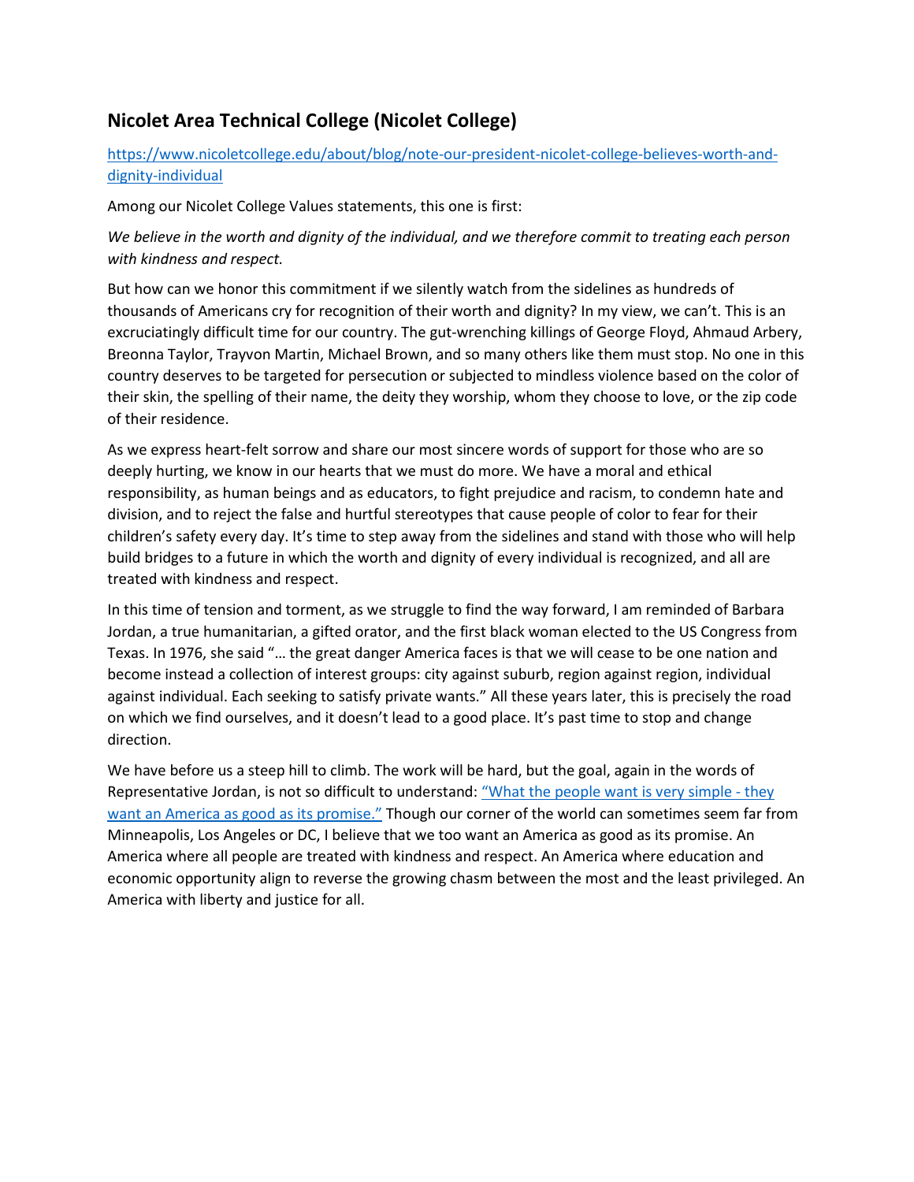## Nicolet Area Technical College (Nicolet College)

[https://www.nicoletcollege.edu/about/blog/note-our-president-nicolet-college-believes-worth-and-dignity-individual](https://www.nicoletcollege.edu/about/blog/note-our-president-nicolet-college-believes-worth-and-dignity-individual)

Among our Nicolet College Values statements, this one is first:

*We believe in the worth and dignity of the individual, and we therefore commit to treating each person with kindness and respect.*

But how can we honor this commitment if we silently watch from the sidelines as hundreds of thousands of Americans cry for recognition of their worth and dignity? In my view, we can't. This is an excruciatingly difficult time for our country. The gut-wrenching killings of George Floyd, Ahmaud Arbery, Breonna Taylor, Trayvon Martin, Michael Brown, and so many others like them must stop. No one in this country deserves to be targeted for persecution or subjected to mindless violence based on the color of their skin, the spelling of their name, the deity they worship, whom they choose to love, or the zip code of their residence.

As we express heart-felt sorrow and share our most sincere words of support for those who are so deeply hurting, we know in our hearts that we must do more. We have a moral and ethical responsibility, as human beings and as educators, to fight prejudice and racism, to condemn hate and division, and to reject the false and hurtful stereotypes that cause people of color to fear for their children's safety every day. It's time to step away from the sidelines and stand with those who will help build bridges to a future in which the worth and dignity of every individual is recognized, and all are treated with kindness and respect.

In this time of tension and torment, as we struggle to find the way forward, I am reminded of Barbara Jordan, a true humanitarian, a gifted orator, and the first black woman elected to the US Congress from Texas. In 1976, she said "… the great danger America faces is that we will cease to be one nation and become instead a collection of interest groups: city against suburb, region against region, individual against individual. Each seeking to satisfy private wants." All these years later, this is precisely the road on which we find ourselves, and it doesn't lead to a good place. It's past time to stop and change direction.

We have before us a steep hill to climb. The work will be hard, but the goal, again in the words of Representative Jordan, is not so difficult to understand: "What the people want is very simple - they want an America as good as its promise." Though our corner of the world can sometimes seem far from Minneapolis, Los Angeles or DC, I believe that we too want an America as good as its promise. An America where all people are treated with kindness and respect. An America where education and economic opportunity align to reverse the growing chasm between the most and the least privileged. An America with liberty and justice for all.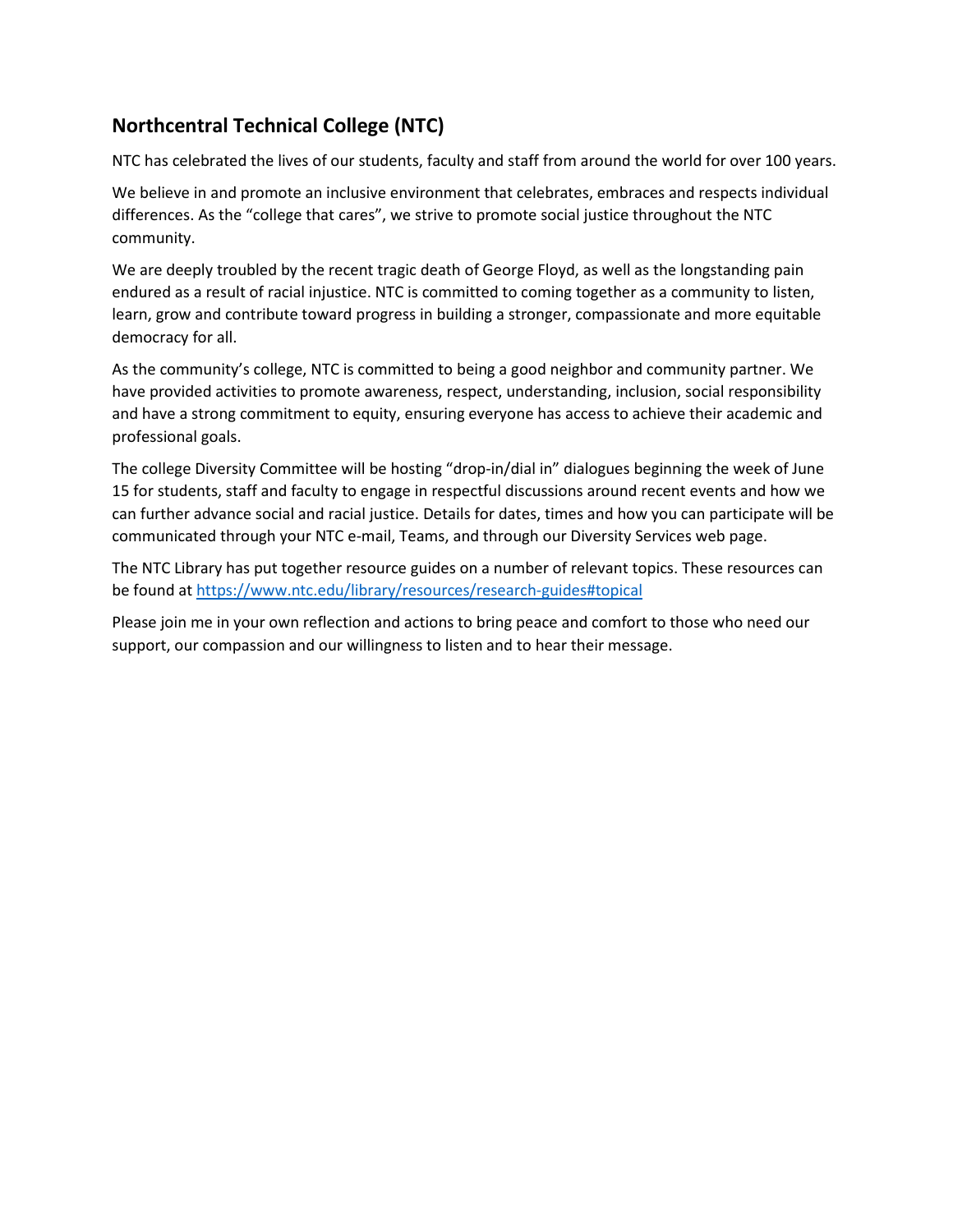## Northcentral Technical College (NTC)

NTC has celebrated the lives of our students, faculty and staff from around the world for over 100 years.

We believe in and promote an inclusive environment that celebrates, embraces and respects individual differences. As the "college that cares", we strive to promote social justice throughout the NTC community.

We are deeply troubled by the recent tragic death of George Floyd, as well as the longstanding pain endured as a result of racial injustice. NTC is committed to coming together as a community to listen, learn, grow and contribute toward progress in building a stronger, compassionate and more equitable democracy for all.

As the community's college, NTC is committed to being a good neighbor and community partner. We have provided activities to promote awareness, respect, understanding, inclusion, social responsibility and have a strong commitment to equity, ensuring everyone has access to achieve their academic and professional goals.

The college Diversity Committee will be hosting "drop-in/dial in" dialogues beginning the week of June 15 for students, staff and faculty to engage in respectful discussions around recent events and how we can further advance social and racial justice. Details for dates, times and how you can participate will be communicated through your NTC e-mail, Teams, and through our Diversity Services web page.

The NTC Library has put together resource guides on a number of relevant topics. These resources can be found at https://www.ntc.edu/library/resources/research-guides#topical

Please join me in your own reflection and actions to bring peace and comfort to those who need our support, our compassion and our willingness to listen and to hear their message.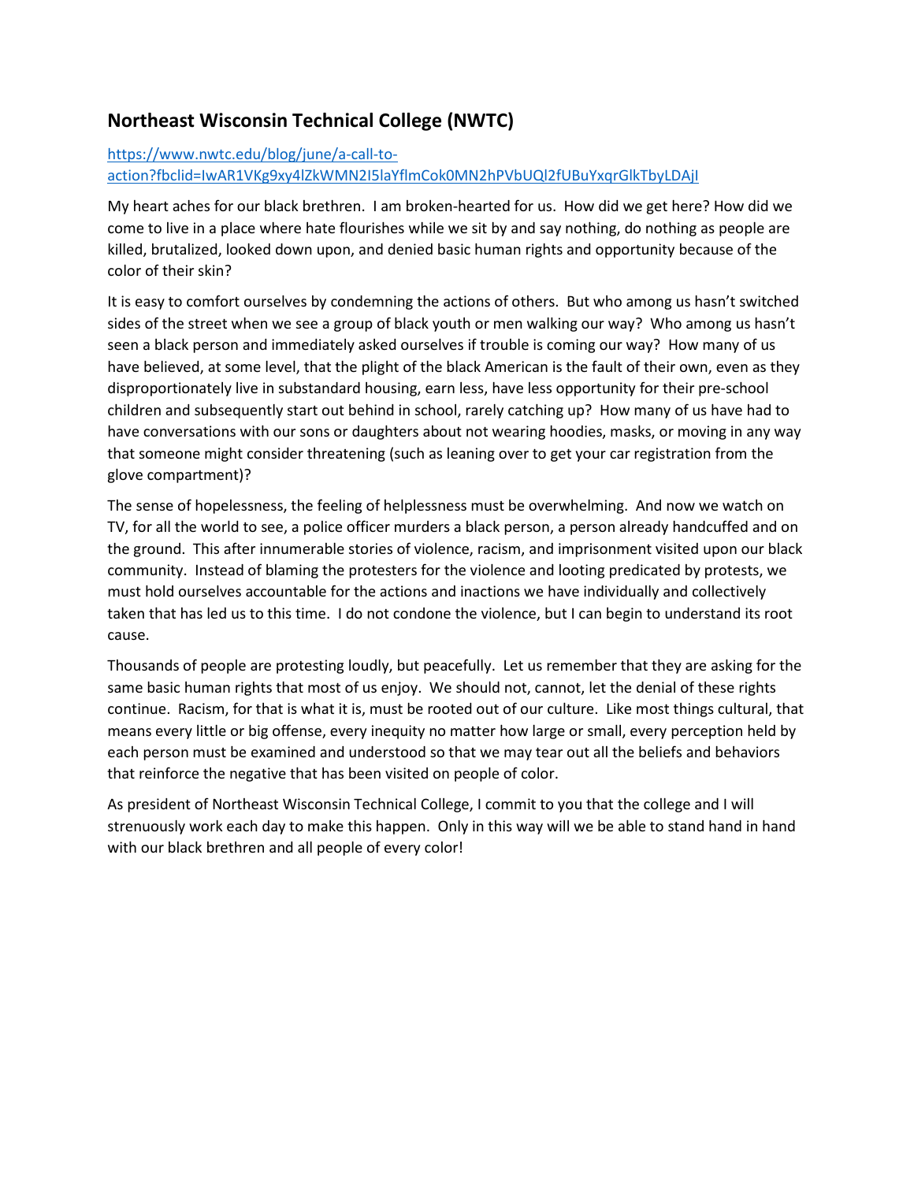## Northeast Wisconsin Technical College (NWTC)

[https://www.nwtc.edu/blog/june/a-call-to-action?fbclid=IwAR1VKg9xy4lZkWMN2I5laYflmCok0MN2hPVbUQl2fUBuYxqrGlkTbyLDAjI](https://www.nwtc.edu/blog/june/a-call-to-action?fbclid=IwAR1VKg9xy4lZkWMN2I5laYflmCok0MN2hPVbUQl2fUBuYxqrGlkTbyLDAjI)

My heart aches for our black brethren. I am broken-hearted for us. How did we get here? How did we come to live in a place where hate flourishes while we sit by and say nothing, do nothing as people are killed, brutalized, looked down upon, and denied basic human rights and opportunity because of the color of their skin?

It is easy to comfort ourselves by condemning the actions of others. But who among us hasn't switched sides of the street when we see a group of black youth or men walking our way? Who among us hasn't seen a black person and immediately asked ourselves if trouble is coming our way? How many of us have believed, at some level, that the plight of the black American is the fault of their own, even as they disproportionately live in substandard housing, earn less, have less opportunity for their pre-school children and subsequently start out behind in school, rarely catching up? How many of us have had to have conversations with our sons or daughters about not wearing hoodies, masks, or moving in any way that someone might consider threatening (such as leaning over to get your car registration from the glove compartment)?

The sense of hopelessness, the feeling of helplessness must be overwhelming. And now we watch on TV, for all the world to see, a police officer murders a black person, a person already handcuffed and on the ground. This after innumerable stories of violence, racism, and imprisonment visited upon our black community. Instead of blaming the protesters for the violence and looting predicated by protests, we must hold ourselves accountable for the actions and inactions we have individually and collectively taken that has led us to this time. I do not condone the violence, but I can begin to understand its root cause.

Thousands of people are protesting loudly, but peacefully. Let us remember that they are asking for the same basic human rights that most of us enjoy. We should not, cannot, let the denial of these rights continue. Racism, for that is what it is, must be rooted out of our culture. Like most things cultural, that means every little or big offense, every inequity no matter how large or small, every perception held by each person must be examined and understood so that we may tear out all the beliefs and behaviors that reinforce the negative that has been visited on people of color.

As president of Northeast Wisconsin Technical College, I commit to you that the college and I will strenuously work each day to make this happen. Only in this way will we be able to stand hand in hand with our black brethren and all people of every color!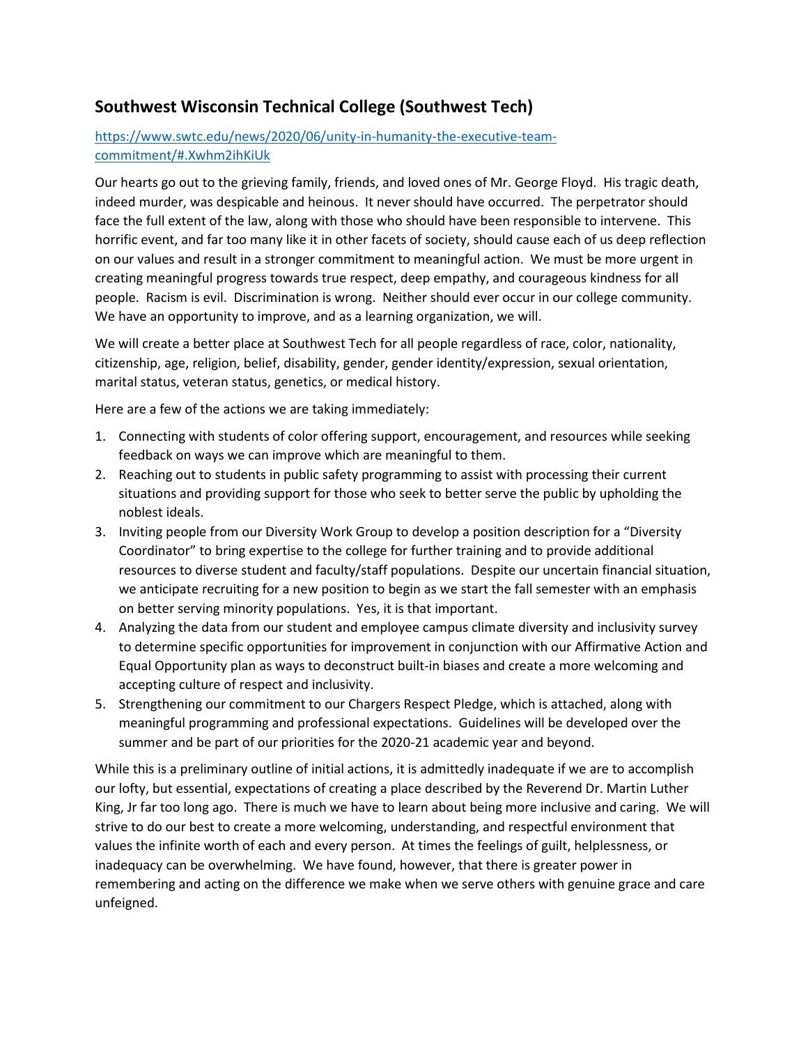## Southwest Wisconsin Technical College (Southwest Tech)

[https://www.swtc.edu/news/2020/06/unity-in-humanity-the-executive-team-commitment/#.Xwhm2ihKiUk](https://www.swtc.edu/news/2020/06/unity-in-humanity-the-executive-team-commitment/#.Xwhm2ihKiUk)

Our hearts go out to the grieving family, friends, and loved ones of Mr. George Floyd. His tragic death, indeed murder, was despicable and heinous. It never should have occurred. The perpetrator should face the full extent of the law, along with those who should have been responsible to intervene. This horrific event, and far too many like it in other facets of society, should cause each of us deep reflection on our values and result in a stronger commitment to meaningful action. We must be more urgent in creating meaningful progress towards true respect, deep empathy, and courageous kindness for all people. Racism is evil. Discrimination is wrong. Neither should ever occur in our college community. We have an opportunity to improve, and as a learning organization, we will.

We will create a better place at Southwest Tech for all people regardless of race, color, nationality, citizenship, age, religion, belief, disability, gender, gender identity/expression, sexual orientation, marital status, veteran status, genetics, or medical history.

Here are a few of the actions we are taking immediately:

1. Connecting with students of color offering support, encouragement, and resources while seeking feedback on ways we can improve which are meaningful to them.
2. Reaching out to students in public safety programming to assist with processing their current situations and providing support for those who seek to better serve the public by upholding the noblest ideals.
3. Inviting people from our Diversity Work Group to develop a position description for a "Diversity Coordinator" to bring expertise to the college for further training and to provide additional resources to diverse student and faculty/staff populations. Despite our uncertain financial situation, we anticipate recruiting for a new position to begin as we start the fall semester with an emphasis on better serving minority populations. Yes, it is that important.
4. Analyzing the data from our student and employee campus climate diversity and inclusivity survey to determine specific opportunities for improvement in conjunction with our Affirmative Action and Equal Opportunity plan as ways to deconstruct built-in biases and create a more welcoming and accepting culture of respect and inclusivity.
5. Strengthening our commitment to our Chargers Respect Pledge, which is attached, along with meaningful programming and professional expectations. Guidelines will be developed over the summer and be part of our priorities for the 2020-21 academic year and beyond.

While this is a preliminary outline of initial actions, it is admittedly inadequate if we are to accomplish our lofty, but essential, expectations of creating a place described by the Reverend Dr. Martin Luther King, Jr far too long ago. There is much we have to learn about being more inclusive and caring. We will strive to do our best to create a more welcoming, understanding, and respectful environment that values the infinite worth of each and every person. At times the feelings of guilt, helplessness, or inadequacy can be overwhelming. We have found, however, that there is greater power in remembering and acting on the difference we make when we serve others with genuine grace and care unfeigned.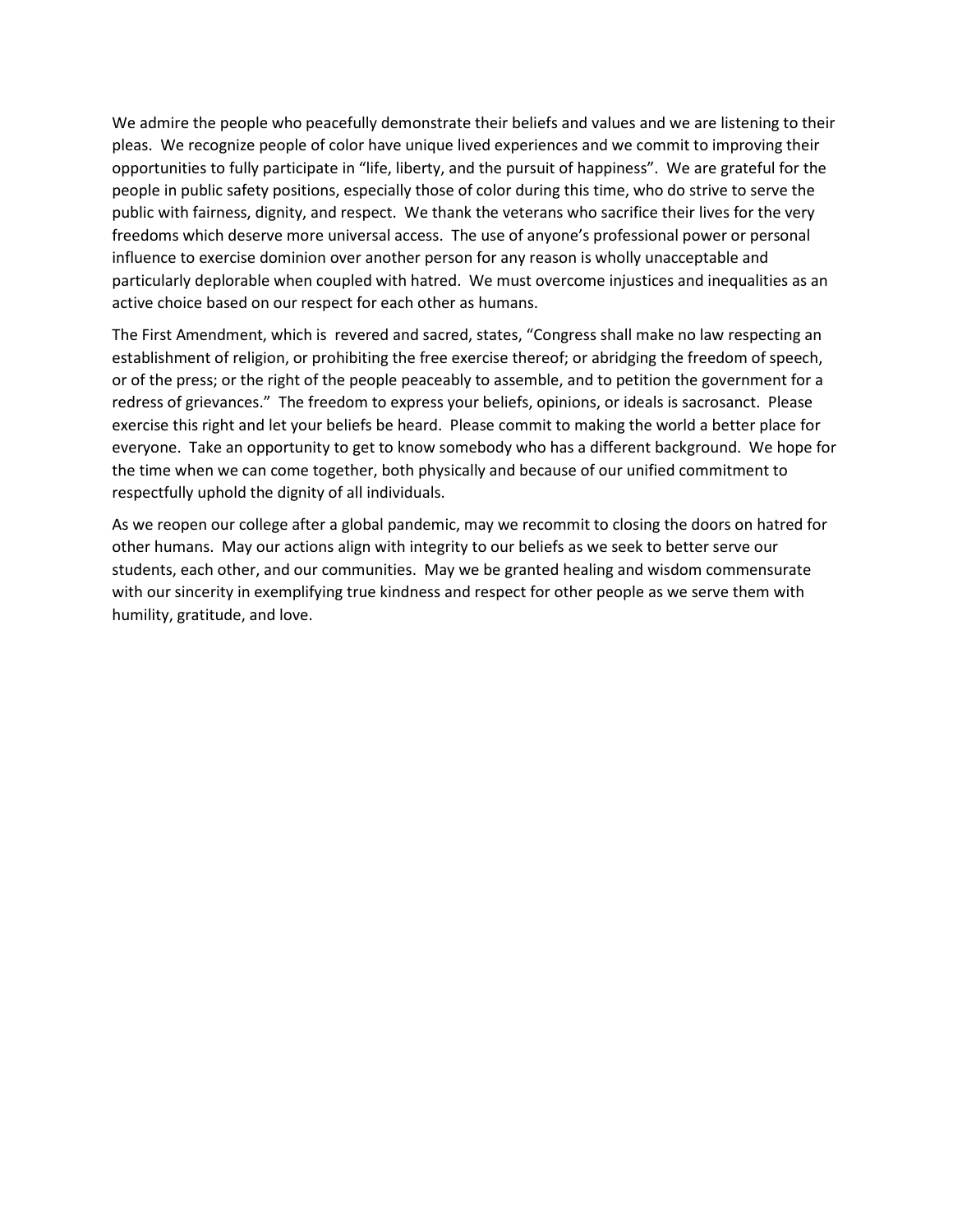We admire the people who peacefully demonstrate their beliefs and values and we are listening to their pleas. We recognize people of color have unique lived experiences and we commit to improving their opportunities to fully participate in "life, liberty, and the pursuit of happiness". We are grateful for the people in public safety positions, especially those of color during this time, who do strive to serve the public with fairness, dignity, and respect. We thank the veterans who sacrifice their lives for the very freedoms which deserve more universal access. The use of anyone's professional power or personal influence to exercise dominion over another person for any reason is wholly unacceptable and particularly deplorable when coupled with hatred. We must overcome injustices and inequalities as an active choice based on our respect for each other as humans.

The First Amendment, which is revered and sacred, states, "Congress shall make no law respecting an establishment of religion, or prohibiting the free exercise thereof; or abridging the freedom of speech, or of the press; or the right of the people peaceably to assemble, and to petition the government for a redress of grievances." The freedom to express your beliefs, opinions, or ideals is sacrosanct. Please exercise this right and let your beliefs be heard. Please commit to making the world a better place for everyone. Take an opportunity to get to know somebody who has a different background. We hope for the time when we can come together, both physically and because of our unified commitment to respectfully uphold the dignity of all individuals.

As we reopen our college after a global pandemic, may we recommit to closing the doors on hatred for other humans. May our actions align with integrity to our beliefs as we seek to better serve our students, each other, and our communities. May we be granted healing and wisdom commensurate with our sincerity in exemplifying true kindness and respect for other people as we serve them with humility, gratitude, and love.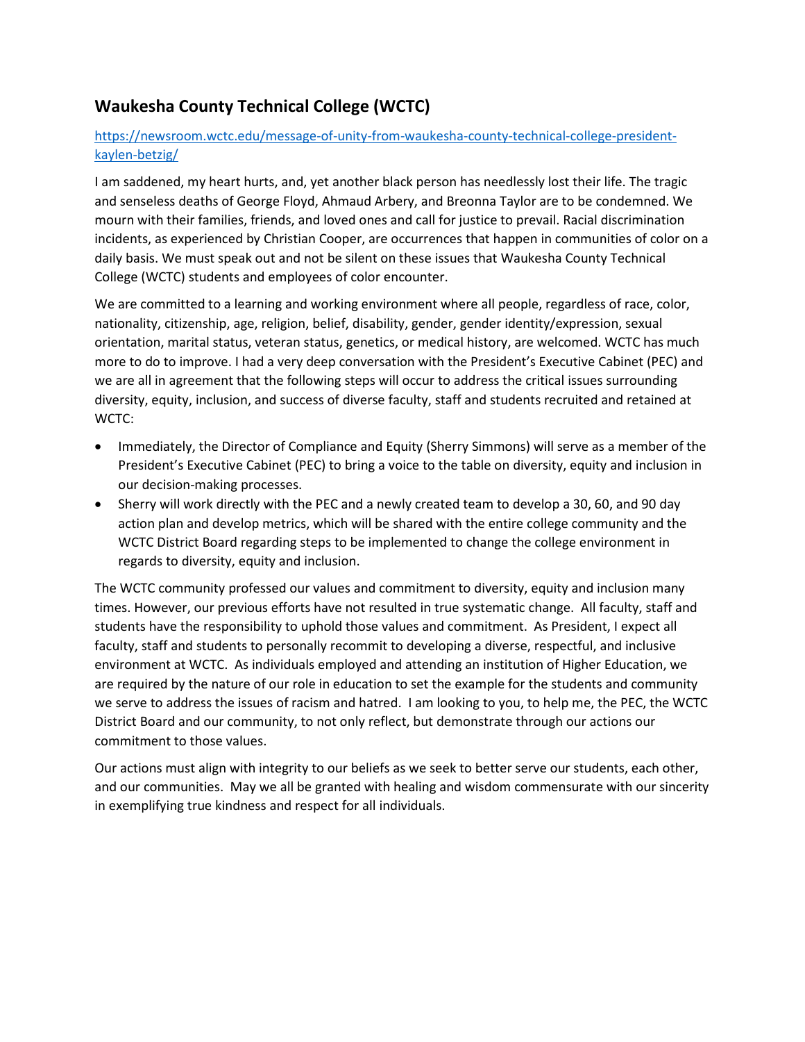## Waukesha County Technical College (WCTC)

https://newsroom.wctc.edu/message-of-unity-from-waukesha-county-technical-college-president-kaylen-betzig/

I am saddened, my heart hurts, and, yet another black person has needlessly lost their life. The tragic and senseless deaths of George Floyd, Ahmaud Arbery, and Breonna Taylor are to be condemned. We mourn with their families, friends, and loved ones and call for justice to prevail. Racial discrimination incidents, as experienced by Christian Cooper, are occurrences that happen in communities of color on a daily basis. We must speak out and not be silent on these issues that Waukesha County Technical College (WCTC) students and employees of color encounter.

We are committed to a learning and working environment where all people, regardless of race, color, nationality, citizenship, age, religion, belief, disability, gender, gender identity/expression, sexual orientation, marital status, veteran status, genetics, or medical history, are welcomed. WCTC has much more to do to improve. I had a very deep conversation with the President's Executive Cabinet (PEC) and we are all in agreement that the following steps will occur to address the critical issues surrounding diversity, equity, inclusion, and success of diverse faculty, staff and students recruited and retained at WCTC:

- Immediately, the Director of Compliance and Equity (Sherry Simmons) will serve as a member of the President's Executive Cabinet (PEC) to bring a voice to the table on diversity, equity and inclusion in our decision-making processes.
- Sherry will work directly with the PEC and a newly created team to develop a 30, 60, and 90 day action plan and develop metrics, which will be shared with the entire college community and the WCTC District Board regarding steps to be implemented to change the college environment in regards to diversity, equity and inclusion.

The WCTC community professed our values and commitment to diversity, equity and inclusion many times. However, our previous efforts have not resulted in true systematic change. All faculty, staff and students have the responsibility to uphold those values and commitment. As President, I expect all faculty, staff and students to personally recommit to developing a diverse, respectful, and inclusive environment at WCTC. As individuals employed and attending an institution of Higher Education, we are required by the nature of our role in education to set the example for the students and community we serve to address the issues of racism and hatred. I am looking to you, to help me, the PEC, the WCTC District Board and our community, to not only reflect, but demonstrate through our actions our commitment to those values.

Our actions must align with integrity to our beliefs as we seek to better serve our students, each other, and our communities. May we all be granted with healing and wisdom commensurate with our sincerity in exemplifying true kindness and respect for all individuals.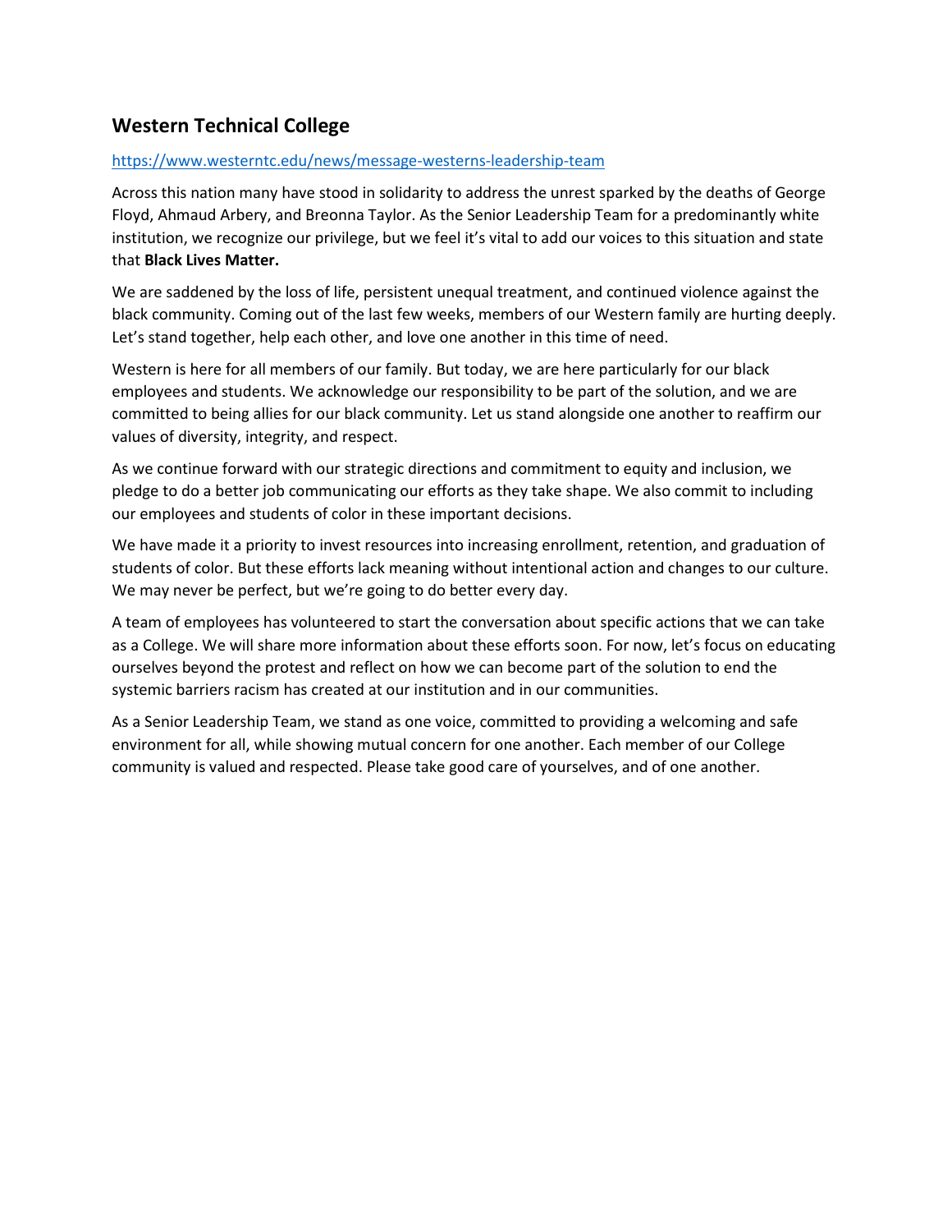## Western Technical College

https://www.westerntc.edu/news/message-westerns-leadership-team

Across this nation many have stood in solidarity to address the unrest sparked by the deaths of George Floyd, Ahmaud Arbery, and Breonna Taylor. As the Senior Leadership Team for a predominantly white institution, we recognize our privilege, but we feel it's vital to add our voices to this situation and state that **Black Lives Matter.**

We are saddened by the loss of life, persistent unequal treatment, and continued violence against the black community. Coming out of the last few weeks, members of our Western family are hurting deeply. Let's stand together, help each other, and love one another in this time of need.

Western is here for all members of our family. But today, we are here particularly for our black employees and students. We acknowledge our responsibility to be part of the solution, and we are committed to being allies for our black community. Let us stand alongside one another to reaffirm our values of diversity, integrity, and respect.

As we continue forward with our strategic directions and commitment to equity and inclusion, we pledge to do a better job communicating our efforts as they take shape. We also commit to including our employees and students of color in these important decisions.

We have made it a priority to invest resources into increasing enrollment, retention, and graduation of students of color. But these efforts lack meaning without intentional action and changes to our culture. We may never be perfect, but we're going to do better every day.

A team of employees has volunteered to start the conversation about specific actions that we can take as a College. We will share more information about these efforts soon. For now, let's focus on educating ourselves beyond the protest and reflect on how we can become part of the solution to end the systemic barriers racism has created at our institution and in our communities.

As a Senior Leadership Team, we stand as one voice, committed to providing a welcoming and safe environment for all, while showing mutual concern for one another. Each member of our College community is valued and respected. Please take good care of yourselves, and of one another.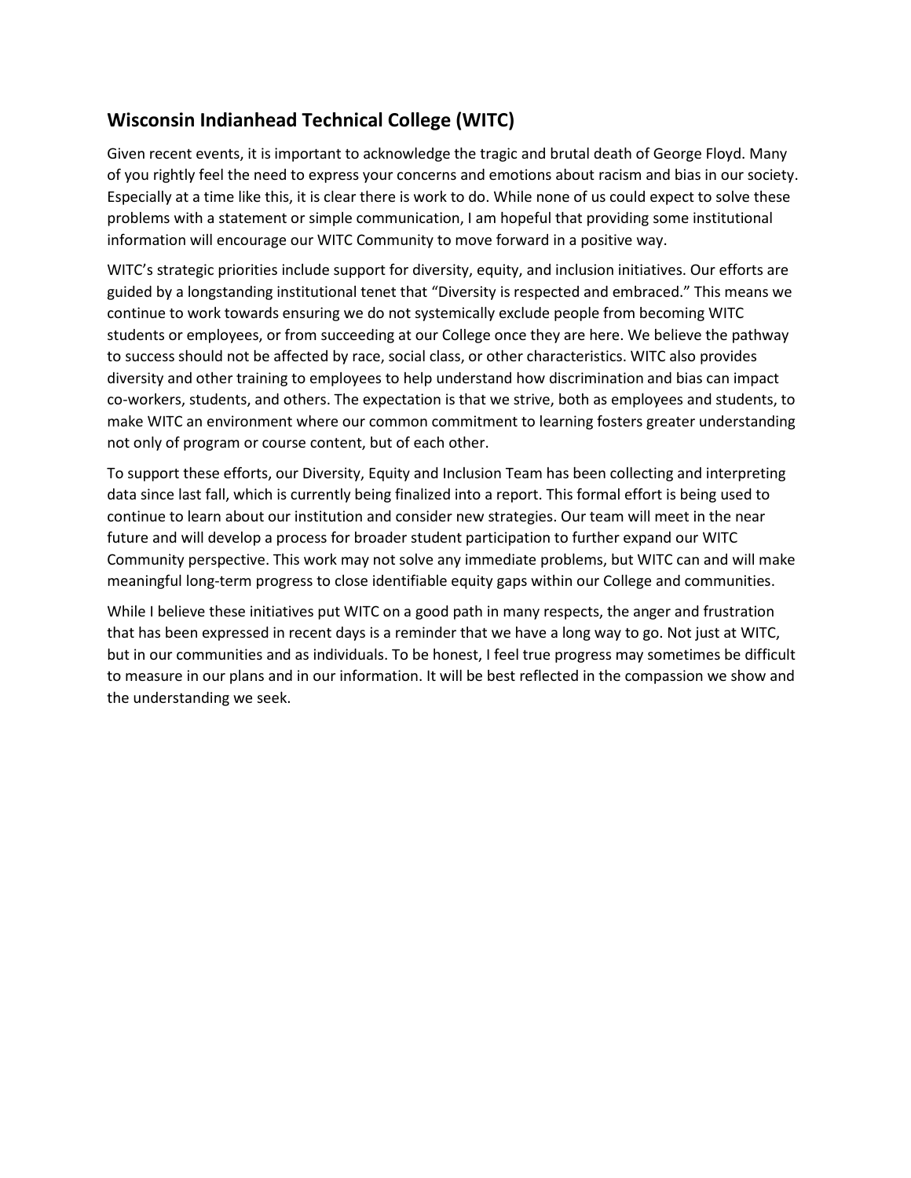## Wisconsin Indianhead Technical College (WITC)

Given recent events, it is important to acknowledge the tragic and brutal death of George Floyd. Many of you rightly feel the need to express your concerns and emotions about racism and bias in our society. Especially at a time like this, it is clear there is work to do. While none of us could expect to solve these problems with a statement or simple communication, I am hopeful that providing some institutional information will encourage our WITC Community to move forward in a positive way.

WITC's strategic priorities include support for diversity, equity, and inclusion initiatives. Our efforts are guided by a longstanding institutional tenet that "Diversity is respected and embraced." This means we continue to work towards ensuring we do not systemically exclude people from becoming WITC students or employees, or from succeeding at our College once they are here. We believe the pathway to success should not be affected by race, social class, or other characteristics. WITC also provides diversity and other training to employees to help understand how discrimination and bias can impact co-workers, students, and others. The expectation is that we strive, both as employees and students, to make WITC an environment where our common commitment to learning fosters greater understanding not only of program or course content, but of each other.

To support these efforts, our Diversity, Equity and Inclusion Team has been collecting and interpreting data since last fall, which is currently being finalized into a report. This formal effort is being used to continue to learn about our institution and consider new strategies. Our team will meet in the near future and will develop a process for broader student participation to further expand our WITC Community perspective. This work may not solve any immediate problems, but WITC can and will make meaningful long-term progress to close identifiable equity gaps within our College and communities.

While I believe these initiatives put WITC on a good path in many respects, the anger and frustration that has been expressed in recent days is a reminder that we have a long way to go. Not just at WITC, but in our communities and as individuals. To be honest, I feel true progress may sometimes be difficult to measure in our plans and in our information. It will be best reflected in the compassion we show and the understanding we seek.